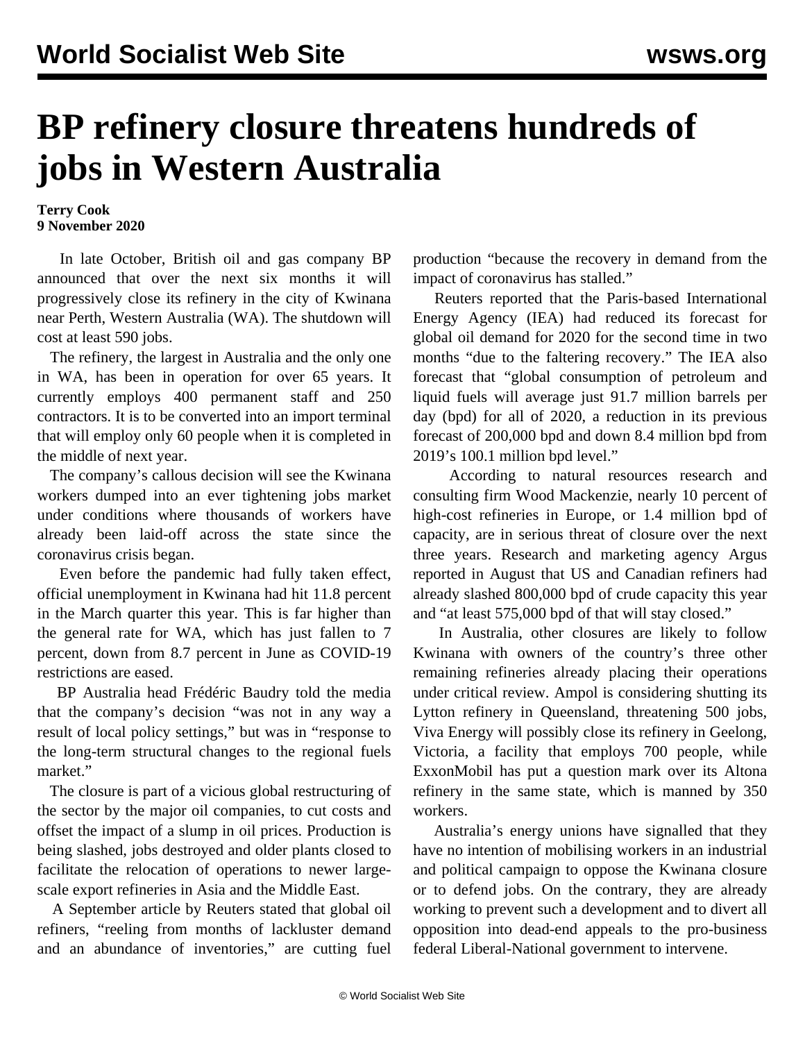# BP refinery closure threatens hundreds of jobs in Western Australia

**Terry Cook**
**9 November 2020**

In late October, British oil and gas company BP announced that over the next six months it will progressively close its refinery in the city of Kwinana near Perth, Western Australia (WA). The shutdown will cost at least 590 jobs.

The refinery, the largest in Australia and the only one in WA, has been in operation for over 65 years. It currently employs 400 permanent staff and 250 contractors. It is to be converted into an import terminal that will employ only 60 people when it is completed in the middle of next year.

The company's callous decision will see the Kwinana workers dumped into an ever tightening jobs market under conditions where thousands of workers have already been laid-off across the state since the coronavirus crisis began.

Even before the pandemic had fully taken effect, official unemployment in Kwinana had hit 11.8 percent in the March quarter this year. This is far higher than the general rate for WA, which has just fallen to 7 percent, down from 8.7 percent in June as COVID-19 restrictions are eased.

BP Australia head Frédéric Baudry told the media that the company's decision "was not in any way a result of local policy settings," but was in "response to the long-term structural changes to the regional fuels market."

The closure is part of a vicious global restructuring of the sector by the major oil companies, to cut costs and offset the impact of a slump in oil prices. Production is being slashed, jobs destroyed and older plants closed to facilitate the relocation of operations to newer large-scale export refineries in Asia and the Middle East.

A September article by Reuters stated that global oil refiners, "reeling from months of lackluster demand and an abundance of inventories," are cutting fuel production "because the recovery in demand from the impact of coronavirus has stalled."

Reuters reported that the Paris-based International Energy Agency (IEA) had reduced its forecast for global oil demand for 2020 for the second time in two months "due to the faltering recovery." The IEA also forecast that "global consumption of petroleum and liquid fuels will average just 91.7 million barrels per day (bpd) for all of 2020, a reduction in its previous forecast of 200,000 bpd and down 8.4 million bpd from 2019's 100.1 million bpd level."

According to natural resources research and consulting firm Wood Mackenzie, nearly 10 percent of high-cost refineries in Europe, or 1.4 million bpd of capacity, are in serious threat of closure over the next three years. Research and marketing agency Argus reported in August that US and Canadian refiners had already slashed 800,000 bpd of crude capacity this year and "at least 575,000 bpd of that will stay closed."

In Australia, other closures are likely to follow Kwinana with owners of the country's three other remaining refineries already placing their operations under critical review. Ampol is considering shutting its Lytton refinery in Queensland, threatening 500 jobs, Viva Energy will possibly close its refinery in Geelong, Victoria, a facility that employs 700 people, while ExxonMobil has put a question mark over its Altona refinery in the same state, which is manned by 350 workers.

Australia's energy unions have signalled that they have no intention of mobilising workers in an industrial and political campaign to oppose the Kwinana closure or to defend jobs. On the contrary, they are already working to prevent such a development and to divert all opposition into dead-end appeals to the pro-business federal Liberal-National government to intervene.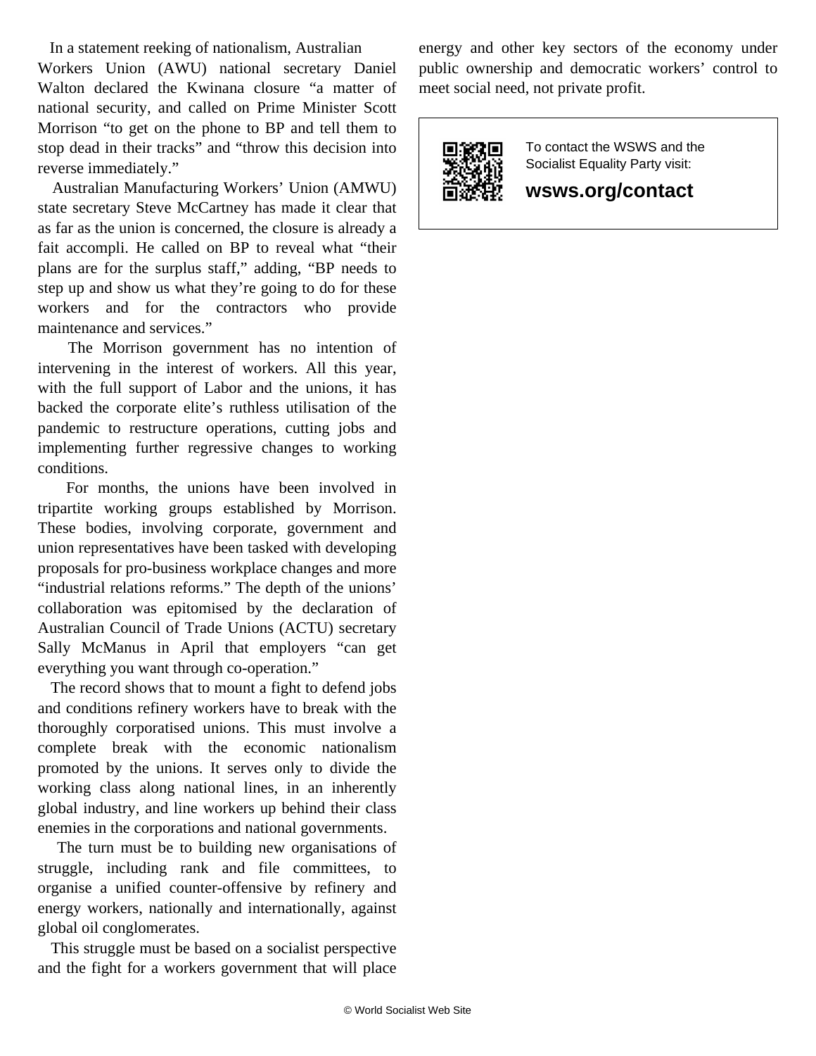In a statement reeking of nationalism, Australian Workers Union (AWU) national secretary Daniel Walton declared the Kwinana closure "a matter of national security, and called on Prime Minister Scott Morrison "to get on the phone to BP and tell them to stop dead in their tracks" and "throw this decision into reverse immediately."

Australian Manufacturing Workers' Union (AMWU) state secretary Steve McCartney has made it clear that as far as the union is concerned, the closure is already a fait accompli. He called on BP to reveal what "their plans are for the surplus staff," adding, "BP needs to step up and show us what they're going to do for these workers and for the contractors who provide maintenance and services."

The Morrison government has no intention of intervening in the interest of workers. All this year, with the full support of Labor and the unions, it has backed the corporate elite's ruthless utilisation of the pandemic to restructure operations, cutting jobs and implementing further regressive changes to working conditions.

For months, the unions have been involved in tripartite working groups established by Morrison. These bodies, involving corporate, government and union representatives have been tasked with developing proposals for pro-business workplace changes and more "industrial relations reforms." The depth of the unions' collaboration was epitomised by the declaration of Australian Council of Trade Unions (ACTU) secretary Sally McManus in April that employers "can get everything you want through co-operation."

The record shows that to mount a fight to defend jobs and conditions refinery workers have to break with the thoroughly corporatised unions. This must involve a complete break with the economic nationalism promoted by the unions. It serves only to divide the working class along national lines, in an inherently global industry, and line workers up behind their class enemies in the corporations and national governments.

The turn must be to building new organisations of struggle, including rank and file committees, to organise a unified counter-offensive by refinery and energy workers, nationally and internationally, against global oil conglomerates.

This struggle must be based on a socialist perspective and the fight for a workers government that will place energy and other key sectors of the economy under public ownership and democratic workers' control to meet social need, not private profit.

To contact the WSWS and the Socialist Equality Party visit:

**wsws.org/contact**